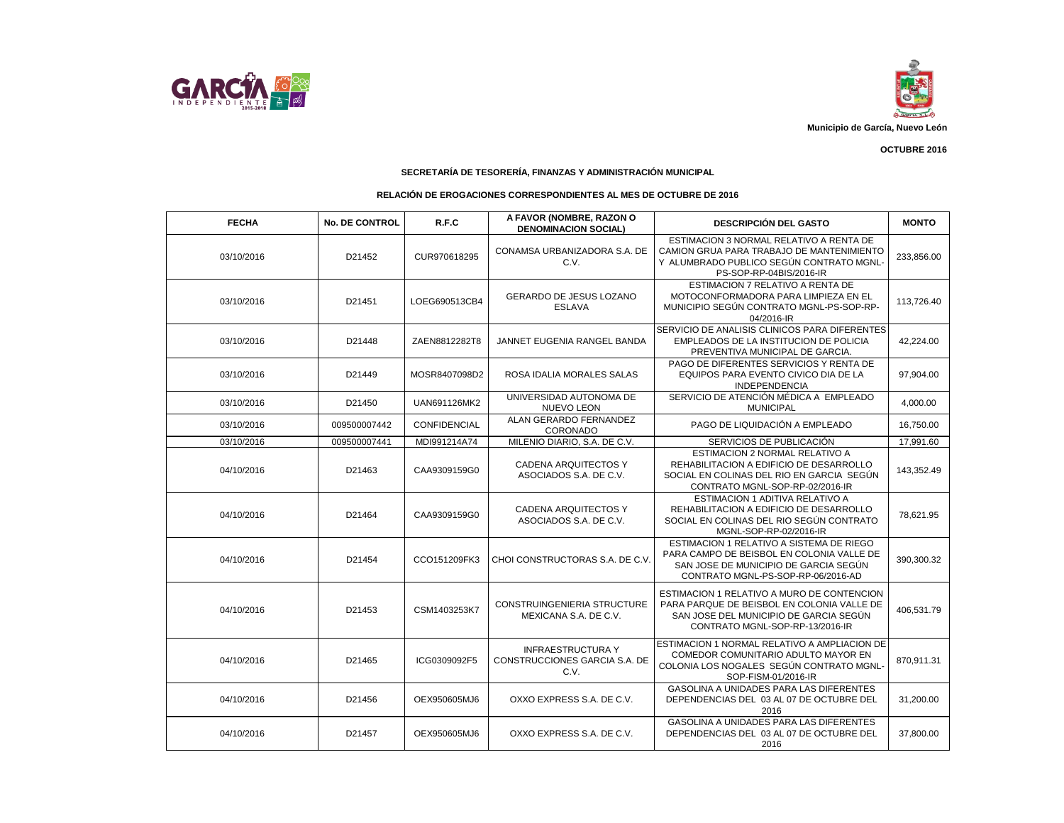Municipio de García, Nuevo León

OCTUBRE 2016

## SECRETARÍA DE TESORERÍA, FINANZAS Y ADMINISTRACIÓN MUNICIPAL

### RELACIÓN DE EROGACIONES CORRESPONDIENTES AL MES DE OCTUBRE DE 2016

| FECHA | No. DE CONTROL | R.F.C | A FAVOR (NOMBRE, RAZON O DENOMINACION SOCIAL) | DESCRIPCIÓN DEL GASTO | MONTO |
|---|---|---|---|---|---|
| 03/10/2016 | D21452 | CUR970618295 | CONAMSA URBANIZADORA S.A. DE C.V. | ESTIMACION 3 NORMAL RELATIVO A RENTA DE CAMION GRUA PARA TRABAJO DE MANTENIMIENTO Y ALUMBRADO PUBLICO SEGÚN CONTRATO MGNL-PS-SOP-RP-04BIS/2016-IR | 233,856.00 |
| 03/10/2016 | D21451 | LOEG690513CB4 | GERARDO DE JESUS LOZANO ESLAVA | ESTIMACION 7 RELATIVO A RENTA DE MOTOCONFORMADORA PARA LIMPIEZA EN EL MUNICIPIO SEGÚN CONTRATO MGNL-PS-SOP-RP-04/2016-IR | 113,726.40 |
| 03/10/2016 | D21448 | ZAEN8812282T8 | JANNET EUGENIA RANGEL BANDA | SERVICIO DE ANALISIS CLINICOS PARA DIFERENTES EMPLEADOS DE LA INSTITUCION DE POLICIA PREVENTIVA MUNICIPAL DE GARCIA. | 42,224.00 |
| 03/10/2016 | D21449 | MOSR8407098D2 | ROSA IDALIA MORALES SALAS | PAGO DE DIFERENTES SERVICIOS Y RENTA DE EQUIPOS PARA EVENTO CIVICO DIA DE LA INDEPENDENCIA | 97,904.00 |
| 03/10/2016 | D21450 | UAN691126MK2 | UNIVERSIDAD AUTONOMA DE NUEVO LEON | SERVICIO DE ATENCIÓN MÉDICA A EMPLEADO MUNICIPAL | 4,000.00 |
| 03/10/2016 | 009500007442 | CONFIDENCIAL | ALAN GERARDO FERNANDEZ CORONADO | PAGO DE LIQUIDACIÓN A EMPLEADO | 16,750.00 |
| 03/10/2016 | 009500007441 | MDI991214A74 | MILENIO DIARIO, S.A. DE C.V. | SERVICIOS DE PUBLICACIÓN | 17,991.60 |
| 04/10/2016 | D21463 | CAA9309159G0 | CADENA ARQUITECTOS Y ASOCIADOS S.A. DE C.V. | ESTIMACION 2 NORMAL RELATIVO A REHABILITACION A EDIFICIO DE DESARROLLO SOCIAL EN COLINAS DEL RIO EN GARCIA SEGÚN CONTRATO MGNL-SOP-RP-02/2016-IR | 143,352.49 |
| 04/10/2016 | D21464 | CAA9309159G0 | CADENA ARQUITECTOS Y ASOCIADOS S.A. DE C.V. | ESTIMACION 1 ADITIVA RELATIVO A REHABILITACION A EDIFICIO DE DESARROLLO SOCIAL EN COLINAS DEL RIO SEGÚN CONTRATO MGNL-SOP-RP-02/2016-IR | 78,621.95 |
| 04/10/2016 | D21454 | CCO151209FK3 | CHOI CONSTRUCTORAS S.A. DE C.V. | ESTIMACION 1 RELATIVO A SISTEMA DE RIEGO PARA CAMPO DE BEISBOL EN COLONIA VALLE DE SAN JOSE DE MUNICIPIO DE GARCIA SEGÚN CONTRATO MGNL-PS-SOP-RP-06/2016-AD | 390,300.32 |
| 04/10/2016 | D21453 | CSM1403253K7 | CONSTRUINGENIERIA STRUCTURE MEXICANA S.A. DE C.V. | ESTIMACION 1 RELATIVO A MURO DE CONTENCION PARA PARQUE DE BEISBOL EN COLONIA VALLE DE SAN JOSE DEL MUNICIPIO DE GARCIA SEGÚN CONTRATO MGNL-SOP-RP-13/2016-IR | 406,531.79 |
| 04/10/2016 | D21465 | ICG0309092F5 | INFRAESTRUCTURA Y CONSTRUCCIONES GARCIA S.A. DE C.V. | ESTIMACION 1 NORMAL RELATIVO A AMPLIACION DE COMEDOR COMUNITARIO ADULTO MAYOR EN COLONIA LOS NOGALES SEGÚN CONTRATO MGNL-SOP-FISM-01/2016-IR | 870,911.31 |
| 04/10/2016 | D21456 | OEX950605MJ6 | OXXO EXPRESS S.A. DE C.V. | GASOLINA A UNIDADES PARA LAS DIFERENTES DEPENDENCIAS DEL 03 AL 07 DE OCTUBRE DEL 2016 | 31,200.00 |
| 04/10/2016 | D21457 | OEX950605MJ6 | OXXO EXPRESS S.A. DE C.V. | GASOLINA A UNIDADES PARA LAS DIFERENTES DEPENDENCIAS DEL 03 AL 07 DE OCTUBRE DEL 2016 | 37,800.00 |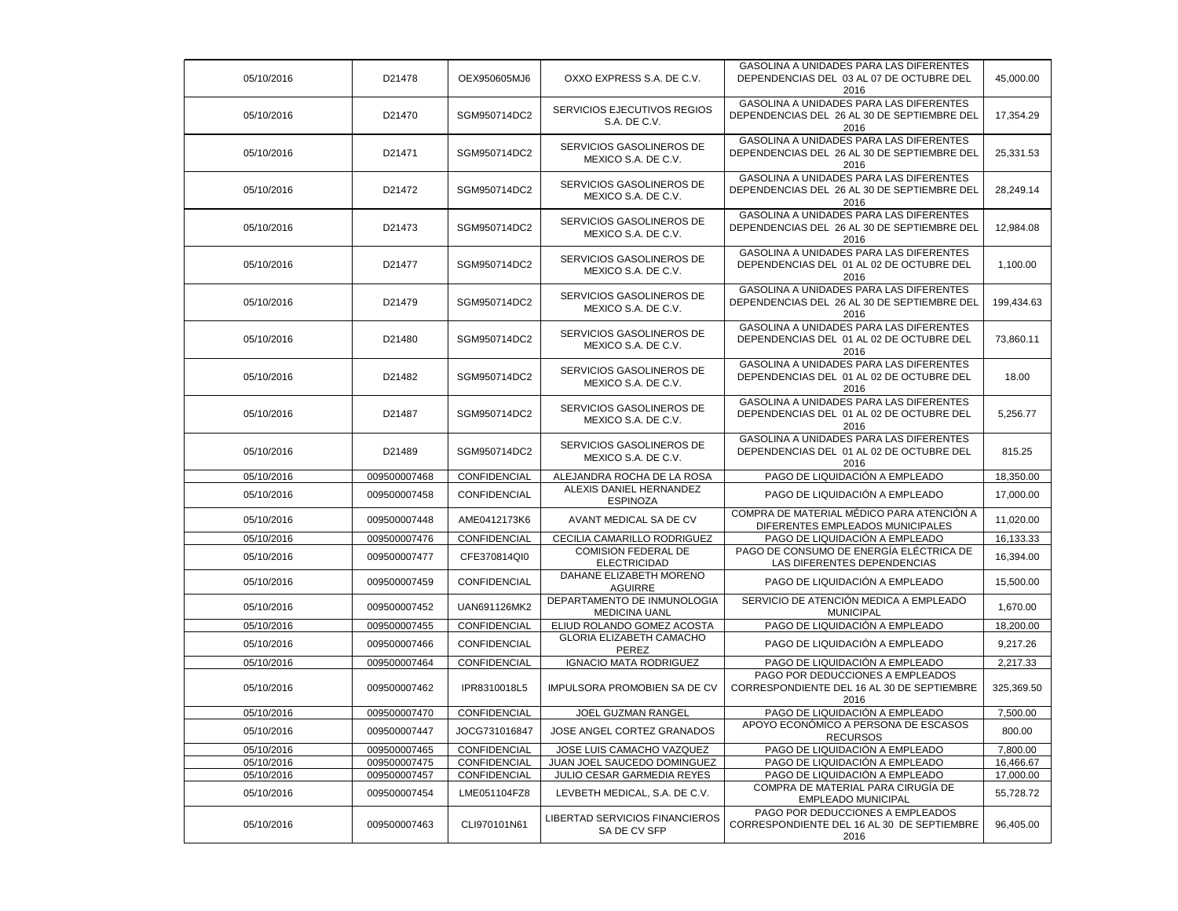| | | | | | |
|---|---|---|---|---|---|
| 05/10/2016 | D21478 | OEX950605MJ6 | OXXO EXPRESS S.A. DE C.V. | GASOLINA A UNIDADES PARA LAS DIFERENTES DEPENDENCIAS DEL 03 AL 07 DE OCTUBRE DEL 2016 | 45,000.00 |
| 05/10/2016 | D21470 | SGM950714DC2 | SERVICIOS EJECUTIVOS REGIOS S.A. DE C.V. | GASOLINA A UNIDADES PARA LAS DIFERENTES DEPENDENCIAS DEL 26 AL 30 DE SEPTIEMBRE DEL 2016 | 17,354.29 |
| 05/10/2016 | D21471 | SGM950714DC2 | SERVICIOS GASOLINEROS DE MEXICO S.A. DE C.V. | GASOLINA A UNIDADES PARA LAS DIFERENTES DEPENDENCIAS DEL 26 AL 30 DE SEPTIEMBRE DEL 2016 | 25,331.53 |
| 05/10/2016 | D21472 | SGM950714DC2 | SERVICIOS GASOLINEROS DE MEXICO S.A. DE C.V. | GASOLINA A UNIDADES PARA LAS DIFERENTES DEPENDENCIAS DEL 26 AL 30 DE SEPTIEMBRE DEL 2016 | 28,249.14 |
| 05/10/2016 | D21473 | SGM950714DC2 | SERVICIOS GASOLINEROS DE MEXICO S.A. DE C.V. | GASOLINA A UNIDADES PARA LAS DIFERENTES DEPENDENCIAS DEL 26 AL 30 DE SEPTIEMBRE DEL 2016 | 12,984.08 |
| 05/10/2016 | D21477 | SGM950714DC2 | SERVICIOS GASOLINEROS DE MEXICO S.A. DE C.V. | GASOLINA A UNIDADES PARA LAS DIFERENTES DEPENDENCIAS DEL 01 AL 02 DE OCTUBRE DEL 2016 | 1,100.00 |
| 05/10/2016 | D21479 | SGM950714DC2 | SERVICIOS GASOLINEROS DE MEXICO S.A. DE C.V. | GASOLINA A UNIDADES PARA LAS DIFERENTES DEPENDENCIAS DEL 26 AL 30 DE SEPTIEMBRE DEL 2016 | 199,434.63 |
| 05/10/2016 | D21480 | SGM950714DC2 | SERVICIOS GASOLINEROS DE MEXICO S.A. DE C.V. | GASOLINA A UNIDADES PARA LAS DIFERENTES DEPENDENCIAS DEL 01 AL 02 DE OCTUBRE DEL 2016 | 73,860.11 |
| 05/10/2016 | D21482 | SGM950714DC2 | SERVICIOS GASOLINEROS DE MEXICO S.A. DE C.V. | GASOLINA A UNIDADES PARA LAS DIFERENTES DEPENDENCIAS DEL 01 AL 02 DE OCTUBRE DEL 2016 | 18.00 |
| 05/10/2016 | D21487 | SGM950714DC2 | SERVICIOS GASOLINEROS DE MEXICO S.A. DE C.V. | GASOLINA A UNIDADES PARA LAS DIFERENTES DEPENDENCIAS DEL 01 AL 02 DE OCTUBRE DEL 2016 | 5,256.77 |
| 05/10/2016 | D21489 | SGM950714DC2 | SERVICIOS GASOLINEROS DE MEXICO S.A. DE C.V. | GASOLINA A UNIDADES PARA LAS DIFERENTES DEPENDENCIAS DEL 01 AL 02 DE OCTUBRE DEL 2016 | 815.25 |
| 05/10/2016 | 009500007468 | CONFIDENCIAL | ALEJANDRA ROCHA DE LA ROSA | PAGO DE LIQUIDACIÓN A EMPLEADO | 18,350.00 |
| 05/10/2016 | 009500007458 | CONFIDENCIAL | ALEXIS DANIEL HERNANDEZ ESPINOZA | PAGO DE LIQUIDACIÓN A EMPLEADO | 17,000.00 |
| 05/10/2016 | 009500007448 | AME0412173K6 | AVANT MEDICAL SA DE CV | COMPRA DE MATERIAL MÉDICO PARA ATENCIÓN A DIFERENTES EMPLEADOS MUNICIPALES | 11,020.00 |
| 05/10/2016 | 009500007476 | CONFIDENCIAL | CECILIA CAMARILLO RODRIGUEZ | PAGO DE LIQUIDACIÓN A EMPLEADO | 16,133.33 |
| 05/10/2016 | 009500007477 | CFE370814QI0 | COMISION FEDERAL DE ELECTRICIDAD | PAGO DE CONSUMO DE ENERGÍA ELÉCTRICA DE LAS DIFERENTES DEPENDENCIAS | 16,394.00 |
| 05/10/2016 | 009500007459 | CONFIDENCIAL | DAHANE ELIZABETH MORENO AGUIRRE | PAGO DE LIQUIDACIÓN A EMPLEADO | 15,500.00 |
| 05/10/2016 | 009500007452 | UAN691126MK2 | DEPARTAMENTO DE INMUNOLOGIA MEDICINA UANL | SERVICIO DE ATENCIÓN MEDICA A EMPLEADO MUNICIPAL | 1,670.00 |
| 05/10/2016 | 009500007455 | CONFIDENCIAL | ELIUD ROLANDO GOMEZ ACOSTA | PAGO DE LIQUIDACIÓN A EMPLEADO | 18,200.00 |
| 05/10/2016 | 009500007466 | CONFIDENCIAL | GLORIA ELIZABETH CAMACHO PEREZ | PAGO DE LIQUIDACIÓN A EMPLEADO | 9,217.26 |
| 05/10/2016 | 009500007464 | CONFIDENCIAL | IGNACIO MATA RODRIGUEZ | PAGO DE LIQUIDACIÓN A EMPLEADO | 2,217.33 |
| 05/10/2016 | 009500007462 | IPR8310018L5 | IMPULSORA PROMOBIEN SA DE CV | PAGO POR DEDUCCIONES A EMPLEADOS CORRESPONDIENTE DEL 16 AL 30 DE SEPTIEMBRE 2016 | 325,369.50 |
| 05/10/2016 | 009500007470 | CONFIDENCIAL | JOEL GUZMAN RANGEL | PAGO DE LIQUIDACIÓN A EMPLEADO | 7,500.00 |
| 05/10/2016 | 009500007447 | JOCG731016847 | JOSE ANGEL CORTEZ GRANADOS | APOYO ECONÓMICO A PERSONA DE ESCASOS RECURSOS | 800.00 |
| 05/10/2016 | 009500007465 | CONFIDENCIAL | JOSE LUIS CAMACHO VAZQUEZ | PAGO DE LIQUIDACIÓN A EMPLEADO | 7,800.00 |
| 05/10/2016 | 009500007475 | CONFIDENCIAL | JUAN JOEL SAUCEDO DOMINGUEZ | PAGO DE LIQUIDACIÓN A EMPLEADO | 16,466.67 |
| 05/10/2016 | 009500007457 | CONFIDENCIAL | JULIO CESAR GARMEDIA REYES | PAGO DE LIQUIDACIÓN A EMPLEADO | 17,000.00 |
| 05/10/2016 | 009500007454 | LME051104FZ8 | LEVBETH MEDICAL, S.A. DE C.V. | COMPRA DE MATERIAL PARA CIRUGÍA DE EMPLEADO MUNICIPAL | 55,728.72 |
| 05/10/2016 | 009500007463 | CLI970101N61 | LIBERTAD SERVICIOS FINANCIEROS SA DE CV SFP | PAGO POR DEDUCCIONES A EMPLEADOS CORRESPONDIENTE DEL 16 AL 30 DE SEPTIEMBRE 2016 | 96,405.00 |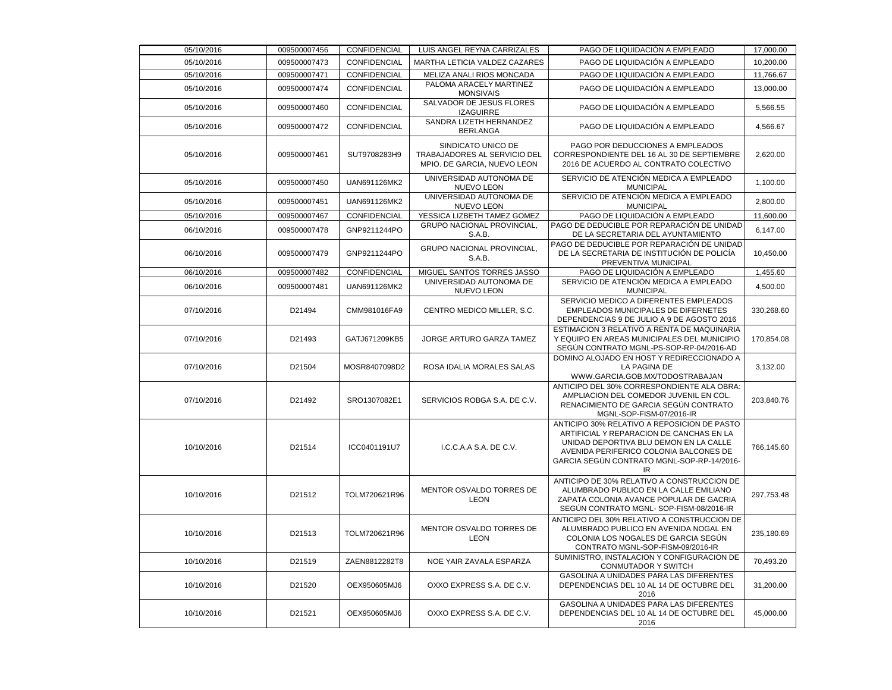| | | | | | |
|---|---|---|---|---|---|
| 05/10/2016 | 009500007456 | CONFIDENCIAL | LUIS ANGEL REYNA CARRIZALES | PAGO DE LIQUIDACIÓN A EMPLEADO | 17,000.00 |
| 05/10/2016 | 009500007473 | CONFIDENCIAL | MARTHA LETICIA VALDEZ CAZARES | PAGO DE LIQUIDACIÓN A EMPLEADO | 10,200.00 |
| 05/10/2016 | 009500007471 | CONFIDENCIAL | MELIZA ANALI RIOS MONCADA | PAGO DE LIQUIDACIÓN A EMPLEADO | 11,766.67 |
| 05/10/2016 | 009500007474 | CONFIDENCIAL | PALOMA ARACELY MARTINEZ MONSIVAIS | PAGO DE LIQUIDACIÓN A EMPLEADO | 13,000.00 |
| 05/10/2016 | 009500007460 | CONFIDENCIAL | SALVADOR DE JESUS FLORES IZAGUIRRE | PAGO DE LIQUIDACIÓN A EMPLEADO | 5,566.55 |
| 05/10/2016 | 009500007472 | CONFIDENCIAL | SANDRA LIZETH HERNANDEZ BERLANGA | PAGO DE LIQUIDACIÓN A EMPLEADO | 4,566.67 |
| 05/10/2016 | 009500007461 | SUT9708283H9 | SINDICATO UNICO DE TRABAJADORES AL SERVICIO DEL MPIO. DE GARCIA, NUEVO LEON | PAGO POR DEDUCCIONES A EMPLEADOS CORRESPONDIENTE DEL 16 AL 30 DE SEPTIEMBRE 2016 DE ACUERDO AL CONTRATO COLECTIVO | 2,620.00 |
| 05/10/2016 | 009500007450 | UAN691126MK2 | UNIVERSIDAD AUTONOMA DE NUEVO LEON | SERVICIO DE ATENCIÓN MEDICA A EMPLEADO MUNICIPAL | 1,100.00 |
| 05/10/2016 | 009500007451 | UAN691126MK2 | UNIVERSIDAD AUTONOMA DE NUEVO LEON | SERVICIO DE ATENCIÓN MEDICA A EMPLEADO MUNICIPAL | 2,800.00 |
| 05/10/2016 | 009500007467 | CONFIDENCIAL | YESSICA LIZBETH TAMEZ GOMEZ | PAGO DE LIQUIDACIÓN A EMPLEADO | 11,600.00 |
| 06/10/2016 | 009500007478 | GNP9211244PO | GRUPO NACIONAL PROVINCIAL, S.A.B. | PAGO DE DEDUCIBLE POR REPARACIÓN DE UNIDAD DE LA SECRETARIA DEL AYUNTAMIENTO | 6,147.00 |
| 06/10/2016 | 009500007479 | GNP9211244PO | GRUPO NACIONAL PROVINCIAL, S.A.B. | PAGO DE DEDUCIBLE POR REPARACIÓN DE UNIDAD DE LA SECRETARIA DE INSTITUCIÓN DE POLICÍA PREVENTIVA MUNICIPAL | 10,450.00 |
| 06/10/2016 | 009500007482 | CONFIDENCIAL | MIGUEL SANTOS TORRES JASSO | PAGO DE LIQUIDACIÓN A EMPLEADO | 1,455.60 |
| 06/10/2016 | 009500007481 | UAN691126MK2 | UNIVERSIDAD AUTONOMA DE NUEVO LEON | SERVICIO DE ATENCIÓN MEDICA A EMPLEADO MUNICIPAL | 4,500.00 |
| 07/10/2016 | D21494 | CMM981016FA9 | CENTRO MEDICO MILLER, S.C. | SERVICIO MEDICO A DIFERENTES EMPLEADOS EMPLEADOS MUNICIPALES DE DIFERNETES DEPENDENCIAS 9 DE JULIO A 9 DE AGOSTO 2016 | 330,268.60 |
| 07/10/2016 | D21493 | GATJ671209KB5 | JORGE ARTURO GARZA TAMEZ | ESTIMACION 3 RELATIVO A RENTA DE MAQUINARIA Y EQUIPO EN AREAS MUNICIPALES DEL MUNICIPIO SEGÚN CONTRATO MGNL-PS-SOP-RP-04/2016-AD | 170,854.08 |
| 07/10/2016 | D21504 | MOSR8407098D2 | ROSA IDALIA MORALES SALAS | DOMINO ALOJADO EN HOST Y REDIRECCIONADO A LA PAGINA DE WWW.GARCIA.GOB.MX/TODOSTRABAJAN | 3,132.00 |
| 07/10/2016 | D21492 | SRO1307082E1 | SERVICIOS ROBGA S.A. DE C.V. | ANTICIPO DEL 30% CORRESPONDIENTE ALA OBRA: AMPLIACION DEL COMEDOR JUVENIL EN COL. RENACIMIENTO DE GARCIA SEGÚN CONTRATO MGNL-SOP-FISM-07/2016-IR | 203,840.76 |
| 10/10/2016 | D21514 | ICC0401191U7 | I.C.C.A.A S.A. DE C.V. | ANTICIPO 30% RELATIVO A REPOSICION DE PASTO ARTIFICIAL Y REPARACION DE CANCHAS EN LA UNIDAD DEPORTIVA BLU DEMON EN LA CALLE AVENIDA PERIFERICO COLONIA BALCONES DE GARCIA SEGÚN CONTRATO MGNL-SOP-RP-14/2016-IR | 766,145.60 |
| 10/10/2016 | D21512 | TOLM720621R96 | MENTOR OSVALDO TORRES DE LEON | ANTICIPO DE 30% RELATIVO A CONSTRUCCION DE ALUMBRADO PUBLICO EN LA CALLE EMILIANO ZAPATA COLONIA AVANCE POPULAR DE GACRIA SEGÚN CONTRATO MGNL- SOP-FISM-08/2016-IR | 297,753.48 |
| 10/10/2016 | D21513 | TOLM720621R96 | MENTOR OSVALDO TORRES DE LEON | ANTICIPO DEL 30% RELATIVO A CONSTRUCCION DE ALUMBRADO PUBLICO EN AVENIDA NOGAL EN COLONIA LOS NOGALES DE GARCIA SEGÚN CONTRATO MGNL-SOP-FISM-09/2016-IR | 235,180.69 |
| 10/10/2016 | D21519 | ZAEN8812282T8 | NOE YAIR ZAVALA ESPARZA | SUMINISTRO, INSTALACION Y CONFIGURACION DE CONMUTADOR Y SWITCH | 70,493.20 |
| 10/10/2016 | D21520 | OEX950605MJ6 | OXXO EXPRESS S.A. DE C.V. | GASOLINA A UNIDADES PARA LAS DIFERENTES DEPENDENCIAS DEL 10 AL 14 DE OCTUBRE DEL 2016 | 31,200.00 |
| 10/10/2016 | D21521 | OEX950605MJ6 | OXXO EXPRESS S.A. DE C.V. | GASOLINA A UNIDADES PARA LAS DIFERENTES DEPENDENCIAS DEL 10 AL 14 DE OCTUBRE DEL 2016 | 45,000.00 |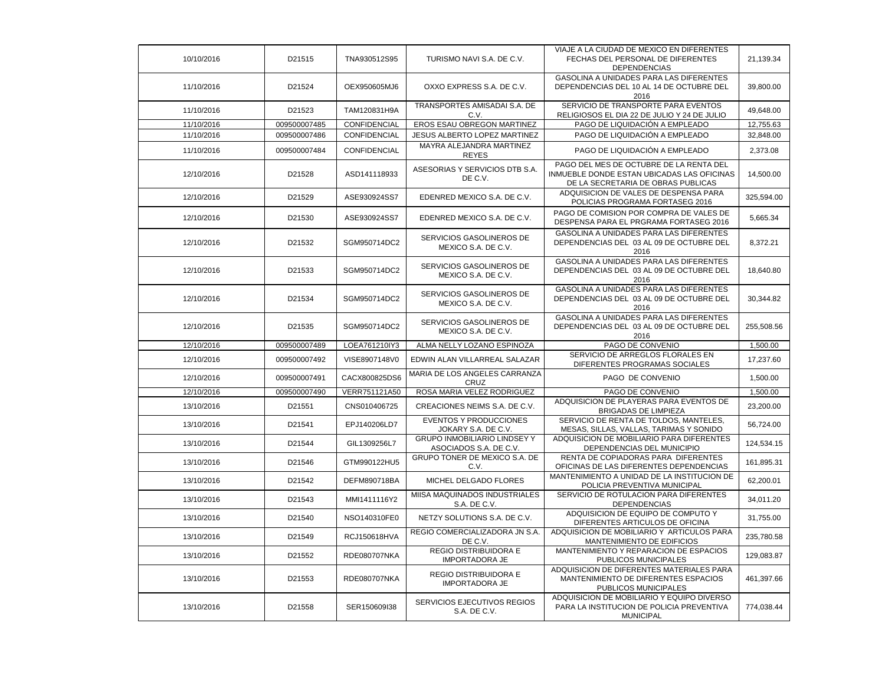| | | | | | |
|---|---|---|---|---|---|
| 10/10/2016 | D21515 | TNA930512S95 | TURISMO NAVI S.A. DE C.V. | VIAJE A LA CIUDAD DE MEXICO EN DIFERENTES FECHAS DEL PERSONAL DE DIFERENTES DEPENDENCIAS | 21,139.34 |
| 11/10/2016 | D21524 | OEX950605MJ6 | OXXO EXPRESS S.A. DE C.V. | GASOLINA A UNIDADES PARA LAS DIFERENTES DEPENDENCIAS DEL 10 AL 14 DE OCTUBRE DEL 2016 | 39,800.00 |
| 11/10/2016 | D21523 | TAM120831H9A | TRANSPORTES AMISADAI S.A. DE C.V. | SERVICIO DE TRANSPORTE PARA EVENTOS RELIGIOSOS EL DIA 22 DE JULIO Y 24 DE JULIO | 49,648.00 |
| 11/10/2016 | 009500007485 | CONFIDENCIAL | EROS ESAU OBREGON MARTINEZ | PAGO DE LIQUIDACIÓN A EMPLEADO | 12,755.63 |
| 11/10/2016 | 009500007486 | CONFIDENCIAL | JESUS ALBERTO LOPEZ MARTINEZ | PAGO DE LIQUIDACIÓN A EMPLEADO | 32,848.00 |
| 11/10/2016 | 009500007484 | CONFIDENCIAL | MAYRA ALEJANDRA MARTINEZ REYES | PAGO DE LIQUIDACIÓN A EMPLEADO | 2,373.08 |
| 12/10/2016 | D21528 | ASD141118933 | ASESORIAS Y SERVICIOS DTB S.A. DE C.V. | PAGO DEL MES DE OCTUBRE DE LA RENTA DEL INMUEBLE DONDE ESTAN UBICADAS LAS OFICINAS DE LA SECRETARIA DE OBRAS PUBLICAS | 14,500.00 |
| 12/10/2016 | D21529 | ASE930924SS7 | EDENRED MEXICO S.A. DE C.V. | ADQUISICION DE VALES DE DESPENSA PARA POLICIAS PROGRAMA FORTASEG 2016 | 325,594.00 |
| 12/10/2016 | D21530 | ASE930924SS7 | EDENRED MEXICO S.A. DE C.V. | PAGO DE COMISION POR COMPRA DE VALES DE DESPENSA PARA EL PRGRAMA FORTASEG 2016 | 5,665.34 |
| 12/10/2016 | D21532 | SGM950714DC2 | SERVICIOS GASOLINEROS DE MEXICO S.A. DE C.V. | GASOLINA A UNIDADES PARA LAS DIFERENTES DEPENDENCIAS DEL 03 AL 09 DE OCTUBRE DEL 2016 | 8,372.21 |
| 12/10/2016 | D21533 | SGM950714DC2 | SERVICIOS GASOLINEROS DE MEXICO S.A. DE C.V. | GASOLINA A UNIDADES PARA LAS DIFERENTES DEPENDENCIAS DEL 03 AL 09 DE OCTUBRE DEL 2016 | 18,640.80 |
| 12/10/2016 | D21534 | SGM950714DC2 | SERVICIOS GASOLINEROS DE MEXICO S.A. DE C.V. | GASOLINA A UNIDADES PARA LAS DIFERENTES DEPENDENCIAS DEL 03 AL 09 DE OCTUBRE DEL 2016 | 30,344.82 |
| 12/10/2016 | D21535 | SGM950714DC2 | SERVICIOS GASOLINEROS DE MEXICO S.A. DE C.V. | GASOLINA A UNIDADES PARA LAS DIFERENTES DEPENDENCIAS DEL 03 AL 09 DE OCTUBRE DEL 2016 | 255,508.56 |
| 12/10/2016 | 009500007489 | LOEA761210IY3 | ALMA NELLY LOZANO ESPINOZA | PAGO DE CONVENIO | 1,500.00 |
| 12/10/2016 | 009500007492 | VISE8907148V0 | EDWIN ALAN VILLARREAL SALAZAR | SERVICIO DE ARREGLOS FLORALES EN DIFERENTES PROGRAMAS SOCIALES | 17,237.60 |
| 12/10/2016 | 009500007491 | CACX800825DS6 | MARIA DE LOS ANGELES CARRANZA CRUZ | PAGO DE CONVENIO | 1,500.00 |
| 12/10/2016 | 009500007490 | VERR751121A50 | ROSA MARIA VELEZ RODRIGUEZ | PAGO DE CONVENIO | 1,500.00 |
| 13/10/2016 | D21551 | CNS010406725 | CREACIONES NEIMS S.A. DE C.V. | ADQUISICION DE PLAYERAS PARA EVENTOS DE BRIGADAS DE LIMPIEZA | 23,200.00 |
| 13/10/2016 | D21541 | EPJ140206LD7 | EVENTOS Y PRODUCCIONES JOKARY S.A. DE C.V. | SERVICIO DE RENTA DE TOLDOS, MANTELES, MESAS, SILLAS, VALLAS, TARIMAS Y SONIDO | 56,724.00 |
| 13/10/2016 | D21544 | GIL1309256L7 | GRUPO INMOBILIARIO LINDSEY Y ASOCIADOS S.A. DE C.V. | ADQUISICION DE MOBILIARIO PARA DIFERENTES DEPENDENCIAS DEL MUNICIPIO | 124,534.15 |
| 13/10/2016 | D21546 | GTM990122HU5 | GRUPO TONER DE MEXICO S.A. DE C.V. | RENTA DE COPIADORAS PARA DIFERENTES OFICINAS DE LAS DIFERENTES DEPENDENCIAS | 161,895.31 |
| 13/10/2016 | D21542 | DEFM890718BA | MICHEL DELGADO FLORES | MANTENIMIENTO A UNIDAD DE LA INSTITUCION DE POLICIA PREVENTIVA MUNICIPAL | 62,200.01 |
| 13/10/2016 | D21543 | MMI1411116Y2 | MIISA MAQUINADOS INDUSTRIALES S.A. DE C.V. | SERVICIO DE ROTULACION PARA DIFERENTES DEPENDENCIAS | 34,011.20 |
| 13/10/2016 | D21540 | NSO140310FE0 | NETZY SOLUTIONS S.A. DE C.V. | ADQUISICION DE EQUIPO DE COMPUTO Y DIFERENTES ARTICULOS DE OFICINA | 31,755.00 |
| 13/10/2016 | D21549 | RCJ150618HVA | REGIO COMERCIALIZADORA JN S.A. DE C.V. | ADQUISICION DE MOBILIARIO Y ARTICULOS PARA MANTENIMIENTO DE EDIFICIOS | 235,780.58 |
| 13/10/2016 | D21552 | RDE080707NKA | REGIO DISTRIBUIDORA E IMPORTADORA JE | MANTENIMIENTO Y REPARACION DE ESPACIOS PUBLICOS MUNICIPALES | 129,083.87 |
| 13/10/2016 | D21553 | RDE080707NKA | REGIO DISTRIBUIDORA E IMPORTADORA JE | ADQUISICION DE DIFERENTES MATERIALES PARA MANTENIMIENTO DE DIFERENTES ESPACIOS PUBLICOS MUNICIPALES | 461,397.66 |
| 13/10/2016 | D21558 | SER150609I38 | SERVICIOS EJECUTIVOS REGIOS S.A. DE C.V. | ADQUISICION DE MOBILIARIO Y EQUIPO DIVERSO PARA LA INSTITUCION DE POLICIA PREVENTIVA MUNICIPAL | 774,038.44 |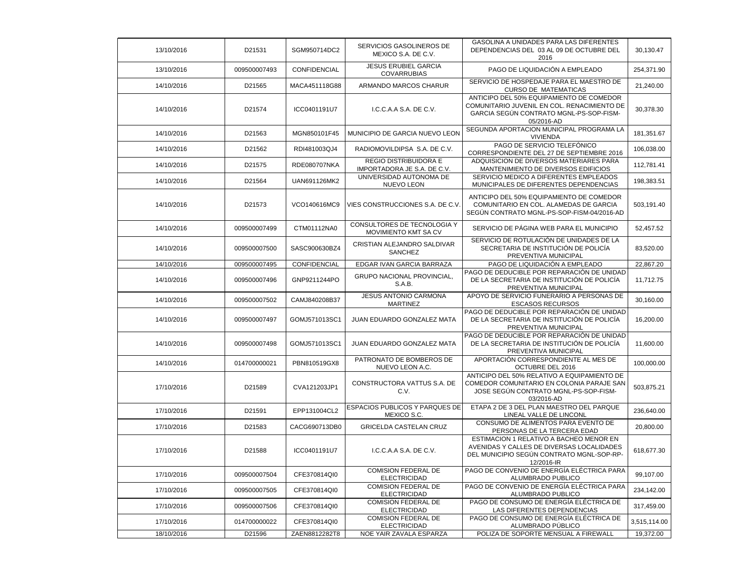| 13/10/2016 | D21531 | SGM950714DC2 | SERVICIOS GASOLINEROS DE MEXICO S.A. DE C.V. | GASOLINA A UNIDADES PARA LAS DIFERENTES DEPENDENCIAS DEL 03 AL 09 DE OCTUBRE DEL 2016 | 30,130.47 |
|---|---|---|---|---|---|
| 13/10/2016 | 009500007493 | CONFIDENCIAL | JESUS ERUBIEL GARCIA COVARRUBIAS | PAGO DE LIQUIDACIÓN A EMPLEADO | 254,371.90 |
| 14/10/2016 | D21565 | MACA451118G88 | ARMANDO MARCOS CHARUR | SERVICIO DE HOSPEDAJE PARA EL MAESTRO DE CURSO DE MATEMATICAS | 21,240.00 |
| 14/10/2016 | D21574 | ICC0401191U7 | I.C.C.A.A S.A. DE C.V. | ANTICIPO DEL 50% EQUIPAMIENTO DE COMEDOR COMUNITARIO JUVENIL EN COL. RENACIMIENTO DE GARCIA SEGÚN CONTRATO MGNL-PS-SOP-FISM-05/2016-AD | 30,378.30 |
| 14/10/2016 | D21563 | MGN850101F45 | MUNICIPIO DE GARCIA NUEVO LEON | SEGUNDA APORTACION MUNICIPAL PROGRAMA LA VIVIENDA | 181,351.67 |
| 14/10/2016 | D21562 | RDI481003QJ4 | RADIOMOVILDIPSA S.A. DE C.V. | PAGO DE SERVICIO TELEFÓNICO CORRESPONDIENTE DEL 27 DE SEPTIEMBRE 2016 | 106,038.00 |
| 14/10/2016 | D21575 | RDE080707NKA | REGIO DISTRIBUIDORA E IMPORTADORA JE S.A. DE C.V. | ADQUISICION DE DIVERSOS MATERIARES PARA MANTENIMIENTO DE DIVERSOS EDIFICIOS | 112,781.41 |
| 14/10/2016 | D21564 | UAN691126MK2 | UNIVERSIDAD AUTONOMA DE NUEVO LEON | SERVICIO MEDICO A DIFERENTES EMPLEADOS MUNICIPALES DE DIFERENTES DEPENDENCIAS | 198,383.51 |
| 14/10/2016 | D21573 | VCO140616MC9 | VIES CONSTRUCCIONES S.A. DE C.V. | ANTICIPO DEL 50% EQUIPAMIENTO DE COMEDOR COMUNITARIO EN COL. ALAMEDAS DE GARCIA SEGÚN CONTRATO MGNL-PS-SOP-FISM-04/2016-AD | 503,191.40 |
| 14/10/2016 | 009500007499 | CTM01112NA0 | CONSULTORES DE TECNOLOGIA Y MOVIMIENTO KMT SA CV | SERVICIO DE PÁGINA WEB PARA EL MUNICIPIO | 52,457.52 |
| 14/10/2016 | 009500007500 | SASC900630BZ4 | CRISTIAN ALEJANDRO SALDIVAR SANCHEZ | SERVICIO DE ROTULACIÓN DE UNIDADES DE LA SECRETARIA DE INSTITUCIÓN DE POLICÍA PREVENTIVA MUNICIPAL | 83,520.00 |
| 14/10/2016 | 009500007495 | CONFIDENCIAL | EDGAR IVAN GARCIA BARRAZA | PAGO DE LIQUIDACIÓN A EMPLEADO | 22,867.20 |
| 14/10/2016 | 009500007496 | GNP9211244PO | GRUPO NACIONAL PROVINCIAL, S.A.B. | PAGO DE DEDUCIBLE POR REPARACIÓN DE UNIDAD DE LA SECRETARIA DE INSTITUCIÓN DE POLICÍA PREVENTIVA MUNICIPAL | 11,712.75 |
| 14/10/2016 | 009500007502 | CAMJ840208B37 | JESUS ANTONIO CARMONA MARTINEZ | APOYO DE SERVICIO FUNERARIO A PERSONAS DE ESCASOS RECURSOS | 30,160.00 |
| 14/10/2016 | 009500007497 | GOMJ571013SC1 | JUAN EDUARDO GONZALEZ MATA | PAGO DE DEDUCIBLE POR REPARACIÓN DE UNIDAD DE LA SECRETARIA DE INSTITUCIÓN DE POLICÍA PREVENTIVA MUNICIPAL | 16,200.00 |
| 14/10/2016 | 009500007498 | GOMJ571013SC1 | JUAN EDUARDO GONZALEZ MATA | PAGO DE DEDUCIBLE POR REPARACIÓN DE UNIDAD DE LA SECRETARIA DE INSTITUCIÓN DE POLICÍA PREVENTIVA MUNICIPAL | 11,600.00 |
| 14/10/2016 | 014700000021 | PBN810519GX8 | PATRONATO DE BOMBEROS DE NUEVO LEON A.C. | APORTACIÓN CORRESPONDIENTE AL MES DE OCTUBRE DEL 2016 | 100,000.00 |
| 17/10/2016 | D21589 | CVA121203JP1 | CONSTRUCTORA VATTUS S.A. DE C.V. | ANTICIPO DEL 50% RELATIVO A EQUIPAMIENTO DE COMEDOR COMUNITARIO EN COLONIA PARAJE SAN JOSE SEGÚN CONTRATO MGNL-PS-SOP-FISM-03/2016-AD | 503,875.21 |
| 17/10/2016 | D21591 | EPP131004CL2 | ESPACIOS PUBLICOS Y PARQUES DE MEXICO S.C. | ETAPA 2 DE 3 DEL PLAN MAESTRO DEL PARQUE LINEAL VALLE DE LINCONL | 236,640.00 |
| 17/10/2016 | D21583 | CACG690713DB0 | GRICELDA CASTELAN CRUZ | CONSUMO DE ALIMENTOS PARA EVENTO DE PERSONAS DE LA TERCERA EDAD | 20,800.00 |
| 17/10/2016 | D21588 | ICC0401191U7 | I.C.C.A.A S.A. DE C.V. | ESTIMACION 1 RELATIVO A BACHEO MENOR EN AVENIDAS Y CALLES DE DIVERSAS LOCALIDADES DEL MUNICIPIO SEGÚN CONTRATO MGNL-SOP-RP-12/2016-IR | 618,677.30 |
| 17/10/2016 | 009500007504 | CFE370814QI0 | COMISION FEDERAL DE ELECTRICIDAD | PAGO DE CONVENIO DE ENERGÍA ELÉCTRICA PARA ALUMBRADO PUBLICO | 99,107.00 |
| 17/10/2016 | 009500007505 | CFE370814QI0 | COMISION FEDERAL DE ELECTRICIDAD | PAGO DE CONVENIO DE ENERGÍA ELÉCTRICA PARA ALUMBRADO PUBLICO | 234,142.00 |
| 17/10/2016 | 009500007506 | CFE370814QI0 | COMISION FEDERAL DE ELECTRICIDAD | PAGO DE CONSUMO DE ENERGÍA ELÉCTRICA DE LAS DIFERENTES DEPENDENCIAS | 317,459.00 |
| 17/10/2016 | 014700000022 | CFE370814QI0 | COMISION FEDERAL DE ELECTRICIDAD | PAGO DE CONSUMO DE ENERGÍA ELÉCTRICA DE ALUMBRADO PÚBLICO | 3,515,114.00 |
| 18/10/2016 | D21596 | ZAEN8812282T8 | NOE YAIR ZAVALA ESPARZA | POLIZA DE SOPORTE MENSUAL A FIREWALL | 19,372.00 |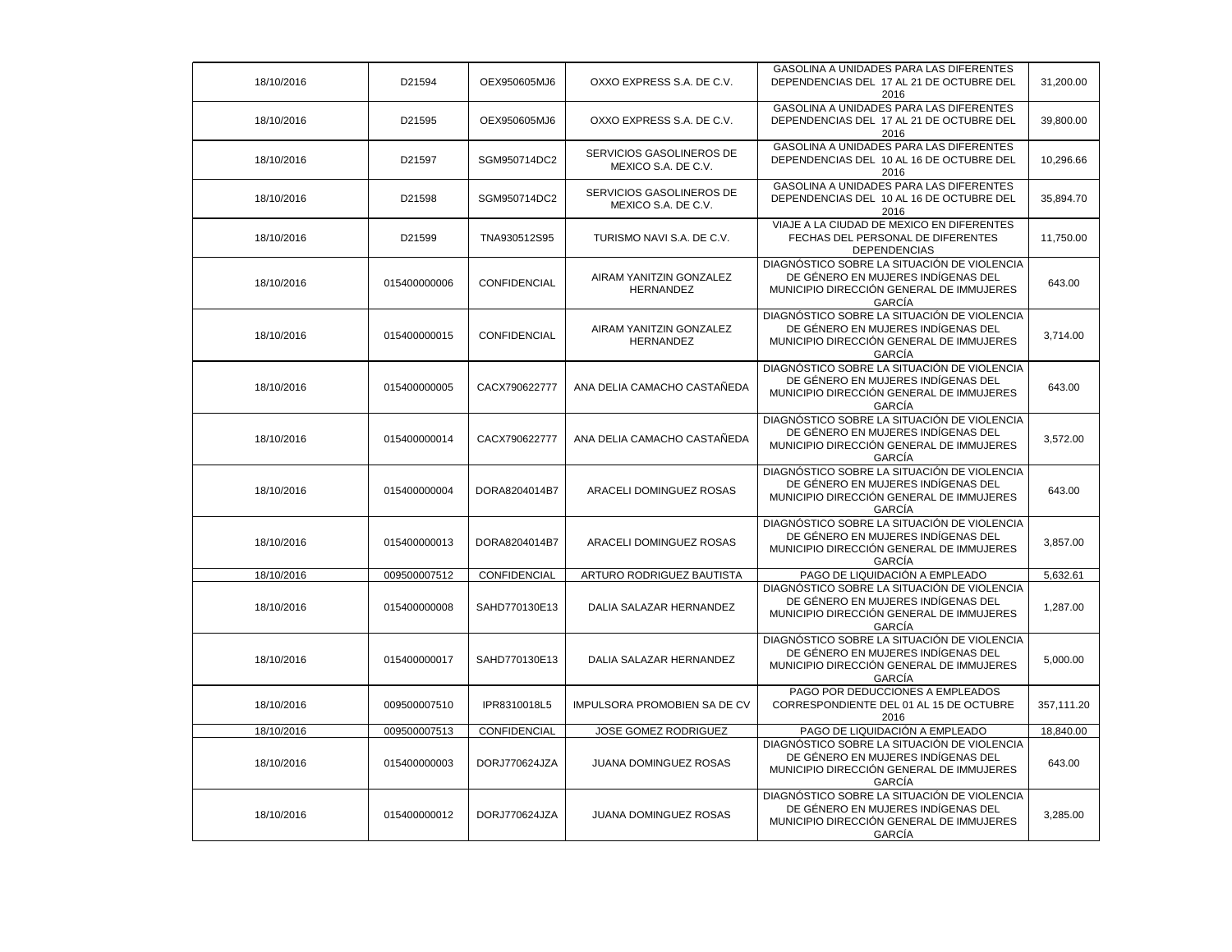| | | | | | |
|---|---|---|---|---|---|
| 18/10/2016 | D21594 | OEX950605MJ6 | OXXO EXPRESS S.A. DE C.V. | GASOLINA A UNIDADES PARA LAS DIFERENTES DEPENDENCIAS DEL 17 AL 21 DE OCTUBRE DEL 2016 | 31,200.00 |
| 18/10/2016 | D21595 | OEX950605MJ6 | OXXO EXPRESS S.A. DE C.V. | GASOLINA A UNIDADES PARA LAS DIFERENTES DEPENDENCIAS DEL 17 AL 21 DE OCTUBRE DEL 2016 | 39,800.00 |
| 18/10/2016 | D21597 | SGM950714DC2 | SERVICIOS GASOLINEROS DE MEXICO S.A. DE C.V. | GASOLINA A UNIDADES PARA LAS DIFERENTES DEPENDENCIAS DEL 10 AL 16 DE OCTUBRE DEL 2016 | 10,296.66 |
| 18/10/2016 | D21598 | SGM950714DC2 | SERVICIOS GASOLINEROS DE MEXICO S.A. DE C.V. | GASOLINA A UNIDADES PARA LAS DIFERENTES DEPENDENCIAS DEL 10 AL 16 DE OCTUBRE DEL 2016 | 35,894.70 |
| 18/10/2016 | D21599 | TNA930512S95 | TURISMO NAVI S.A. DE C.V. | VIAJE A LA CIUDAD DE MEXICO EN DIFERENTES FECHAS DEL PERSONAL DE DIFERENTES DEPENDENCIAS | 11,750.00 |
| 18/10/2016 | 015400000006 | CONFIDENCIAL | AIRAM YANITZIN GONZALEZ HERNANDEZ | DIAGNÓSTICO SOBRE LA SITUACIÓN DE VIOLENCIA DE GÉNERO EN MUJERES INDÍGENAS DEL MUNICIPIO DIRECCIÓN GENERAL DE IMMUJERES GARCÍA | 643.00 |
| 18/10/2016 | 015400000015 | CONFIDENCIAL | AIRAM YANITZIN GONZALEZ HERNANDEZ | DIAGNÓSTICO SOBRE LA SITUACIÓN DE VIOLENCIA DE GÉNERO EN MUJERES INDÍGENAS DEL MUNICIPIO DIRECCIÓN GENERAL DE IMMUJERES GARCÍA | 3,714.00 |
| 18/10/2016 | 015400000005 | CACX790622777 | ANA DELIA CAMACHO CASTAÑEDA | DIAGNÓSTICO SOBRE LA SITUACIÓN DE VIOLENCIA DE GÉNERO EN MUJERES INDÍGENAS DEL MUNICIPIO DIRECCIÓN GENERAL DE IMMUJERES GARCÍA | 643.00 |
| 18/10/2016 | 015400000014 | CACX790622777 | ANA DELIA CAMACHO CASTAÑEDA | DIAGNÓSTICO SOBRE LA SITUACIÓN DE VIOLENCIA DE GÉNERO EN MUJERES INDÍGENAS DEL MUNICIPIO DIRECCIÓN GENERAL DE IMMUJERES GARCÍA | 3,572.00 |
| 18/10/2016 | 015400000004 | DORA8204014B7 | ARACELI DOMINGUEZ ROSAS | DIAGNÓSTICO SOBRE LA SITUACIÓN DE VIOLENCIA DE GÉNERO EN MUJERES INDÍGENAS DEL MUNICIPIO DIRECCIÓN GENERAL DE IMMUJERES GARCÍA | 643.00 |
| 18/10/2016 | 015400000013 | DORA8204014B7 | ARACELI DOMINGUEZ ROSAS | DIAGNÓSTICO SOBRE LA SITUACIÓN DE VIOLENCIA DE GÉNERO EN MUJERES INDÍGENAS DEL MUNICIPIO DIRECCIÓN GENERAL DE IMMUJERES GARCÍA | 3,857.00 |
| 18/10/2016 | 009500007512 | CONFIDENCIAL | ARTURO RODRIGUEZ BAUTISTA | PAGO DE LIQUIDACIÓN A EMPLEADO | 5,632.61 |
| 18/10/2016 | 015400000008 | SAHD770130E13 | DALIA SALAZAR HERNANDEZ | DIAGNÓSTICO SOBRE LA SITUACIÓN DE VIOLENCIA DE GÉNERO EN MUJERES INDÍGENAS DEL MUNICIPIO DIRECCIÓN GENERAL DE IMMUJERES GARCÍA | 1,287.00 |
| 18/10/2016 | 015400000017 | SAHD770130E13 | DALIA SALAZAR HERNANDEZ | DIAGNÓSTICO SOBRE LA SITUACIÓN DE VIOLENCIA DE GÉNERO EN MUJERES INDÍGENAS DEL MUNICIPIO DIRECCIÓN GENERAL DE IMMUJERES GARCÍA | 5,000.00 |
| 18/10/2016 | 009500007510 | IPR8310018L5 | IMPULSORA PROMOBIEN SA DE CV | PAGO POR DEDUCCIONES A EMPLEADOS CORRESPONDIENTE DEL 01 AL 15 DE OCTUBRE 2016 | 357,111.20 |
| 18/10/2016 | 009500007513 | CONFIDENCIAL | JOSE GOMEZ RODRIGUEZ | PAGO DE LIQUIDACIÓN A EMPLEADO | 18,840.00 |
| 18/10/2016 | 015400000003 | DORJ770624JZA | JUANA DOMINGUEZ ROSAS | DIAGNÓSTICO SOBRE LA SITUACIÓN DE VIOLENCIA DE GÉNERO EN MUJERES INDÍGENAS DEL MUNICIPIO DIRECCIÓN GENERAL DE IMMUJERES GARCÍA | 643.00 |
| 18/10/2016 | 015400000012 | DORJ770624JZA | JUANA DOMINGUEZ ROSAS | DIAGNÓSTICO SOBRE LA SITUACIÓN DE VIOLENCIA DE GÉNERO EN MUJERES INDÍGENAS DEL MUNICIPIO DIRECCIÓN GENERAL DE IMMUJERES GARCÍA | 3,285.00 |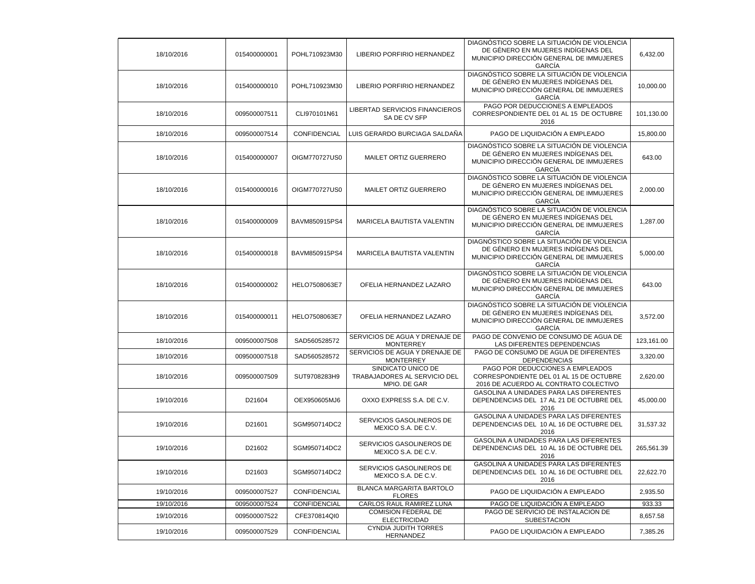| | | | | | |
|---|---|---|---|---|---|
| 18/10/2016 | 015400000001 | POHL710923M30 | LIBERIO PORFIRIO HERNANDEZ | DIAGNÓSTICO SOBRE LA SITUACIÓN DE VIOLENCIA DE GÉNERO EN MUJERES INDÍGENAS DEL MUNICIPIO DIRECCIÓN GENERAL DE IMMUJERES GARCÍA | 6,432.00 |
| 18/10/2016 | 015400000010 | POHL710923M30 | LIBERIO PORFIRIO HERNANDEZ | DIAGNÓSTICO SOBRE LA SITUACIÓN DE VIOLENCIA DE GÉNERO EN MUJERES INDÍGENAS DEL MUNICIPIO DIRECCIÓN GENERAL DE IMMUJERES GARCÍA | 10,000.00 |
| 18/10/2016 | 009500007511 | CLI970101N61 | LIBERTAD SERVICIOS FINANCIEROS SA DE CV SFP | PAGO POR DEDUCCIONES A EMPLEADOS CORRESPONDIENTE DEL 01 AL 15 DE OCTUBRE 2016 | 101,130.00 |
| 18/10/2016 | 009500007514 | CONFIDENCIAL | LUIS GERARDO BURCIAGA SALDAÑA | PAGO DE LIQUIDACIÓN A EMPLEADO | 15,800.00 |
| 18/10/2016 | 015400000007 | OIGM770727US0 | MAILET ORTIZ GUERRERO | DIAGNÓSTICO SOBRE LA SITUACIÓN DE VIOLENCIA DE GÉNERO EN MUJERES INDÍGENAS DEL MUNICIPIO DIRECCIÓN GENERAL DE IMMUJERES GARCÍA | 643.00 |
| 18/10/2016 | 015400000016 | OIGM770727US0 | MAILET ORTIZ GUERRERO | DIAGNÓSTICO SOBRE LA SITUACIÓN DE VIOLENCIA DE GÉNERO EN MUJERES INDÍGENAS DEL MUNICIPIO DIRECCIÓN GENERAL DE IMMUJERES GARCÍA | 2,000.00 |
| 18/10/2016 | 015400000009 | BAVM850915PS4 | MARICELA BAUTISTA VALENTIN | DIAGNÓSTICO SOBRE LA SITUACIÓN DE VIOLENCIA DE GÉNERO EN MUJERES INDÍGENAS DEL MUNICIPIO DIRECCIÓN GENERAL DE IMMUJERES GARCÍA | 1,287.00 |
| 18/10/2016 | 015400000018 | BAVM850915PS4 | MARICELA BAUTISTA VALENTIN | DIAGNÓSTICO SOBRE LA SITUACIÓN DE VIOLENCIA DE GÉNERO EN MUJERES INDÍGENAS DEL MUNICIPIO DIRECCIÓN GENERAL DE IMMUJERES GARCÍA | 5,000.00 |
| 18/10/2016 | 015400000002 | HELO7508063E7 | OFELIA HERNANDEZ LAZARO | DIAGNÓSTICO SOBRE LA SITUACIÓN DE VIOLENCIA DE GÉNERO EN MUJERES INDÍGENAS DEL MUNICIPIO DIRECCIÓN GENERAL DE IMMUJERES GARCÍA | 643.00 |
| 18/10/2016 | 015400000011 | HELO7508063E7 | OFELIA HERNANDEZ LAZARO | DIAGNÓSTICO SOBRE LA SITUACIÓN DE VIOLENCIA DE GÉNERO EN MUJERES INDÍGENAS DEL MUNICIPIO DIRECCIÓN GENERAL DE IMMUJERES GARCÍA | 3,572.00 |
| 18/10/2016 | 009500007508 | SAD560528572 | SERVICIOS DE AGUA Y DRENAJE DE MONTERREY | PAGO DE CONVENIO DE CONSUMO DE AGUA DE LAS DIFERENTES DEPENDENCIAS | 123,161.00 |
| 18/10/2016 | 009500007518 | SAD560528572 | SERVICIOS DE AGUA Y DRENAJE DE MONTERREY | PAGO DE CONSUMO DE AGUA DE DIFERENTES DEPENDENCIAS | 3,320.00 |
| 18/10/2016 | 009500007509 | SUT9708283H9 | SINDICATO UNICO DE TRABAJADORES AL SERVICIO DEL MPIO. DE GAR | PAGO POR DEDUCCIONES A EMPLEADOS CORRESPONDIENTE DEL 01 AL 15 DE OCTUBRE 2016 DE ACUERDO AL CONTRATO COLECTIVO | 2,620.00 |
| 19/10/2016 | D21604 | OEX950605MJ6 | OXXO EXPRESS S.A. DE C.V. | GASOLINA A UNIDADES PARA LAS DIFERENTES DEPENDENCIAS DEL 17 AL 21 DE OCTUBRE DEL 2016 | 45,000.00 |
| 19/10/2016 | D21601 | SGM950714DC2 | SERVICIOS GASOLINEROS DE MEXICO S.A. DE C.V. | GASOLINA A UNIDADES PARA LAS DIFERENTES DEPENDENCIAS DEL 10 AL 16 DE OCTUBRE DEL 2016 | 31,537.32 |
| 19/10/2016 | D21602 | SGM950714DC2 | SERVICIOS GASOLINEROS DE MEXICO S.A. DE C.V. | GASOLINA A UNIDADES PARA LAS DIFERENTES DEPENDENCIAS DEL 10 AL 16 DE OCTUBRE DEL 2016 | 265,561.39 |
| 19/10/2016 | D21603 | SGM950714DC2 | SERVICIOS GASOLINEROS DE MEXICO S.A. DE C.V. | GASOLINA A UNIDADES PARA LAS DIFERENTES DEPENDENCIAS DEL 10 AL 16 DE OCTUBRE DEL 2016 | 22,622.70 |
| 19/10/2016 | 009500007527 | CONFIDENCIAL | BLANCA MARGARITA BARTOLO FLORES | PAGO DE LIQUIDACIÓN A EMPLEADO | 2,935.50 |
| 19/10/2016 | 009500007524 | CONFIDENCIAL | CARLOS RAUL RAMIREZ LUNA | PAGO DE LIQUIDACIÓN A EMPLEADO | 933.33 |
| 19/10/2016 | 009500007522 | CFE370814QI0 | COMISION FEDERAL DE ELECTRICIDAD | PAGO DE SERVICIO DE INSTALACION DE SUBESTACION | 8,657.58 |
| 19/10/2016 | 009500007529 | CONFIDENCIAL | CYNDIA JUDITH TORRES HERNANDEZ | PAGO DE LIQUIDACIÓN A EMPLEADO | 7,385.26 |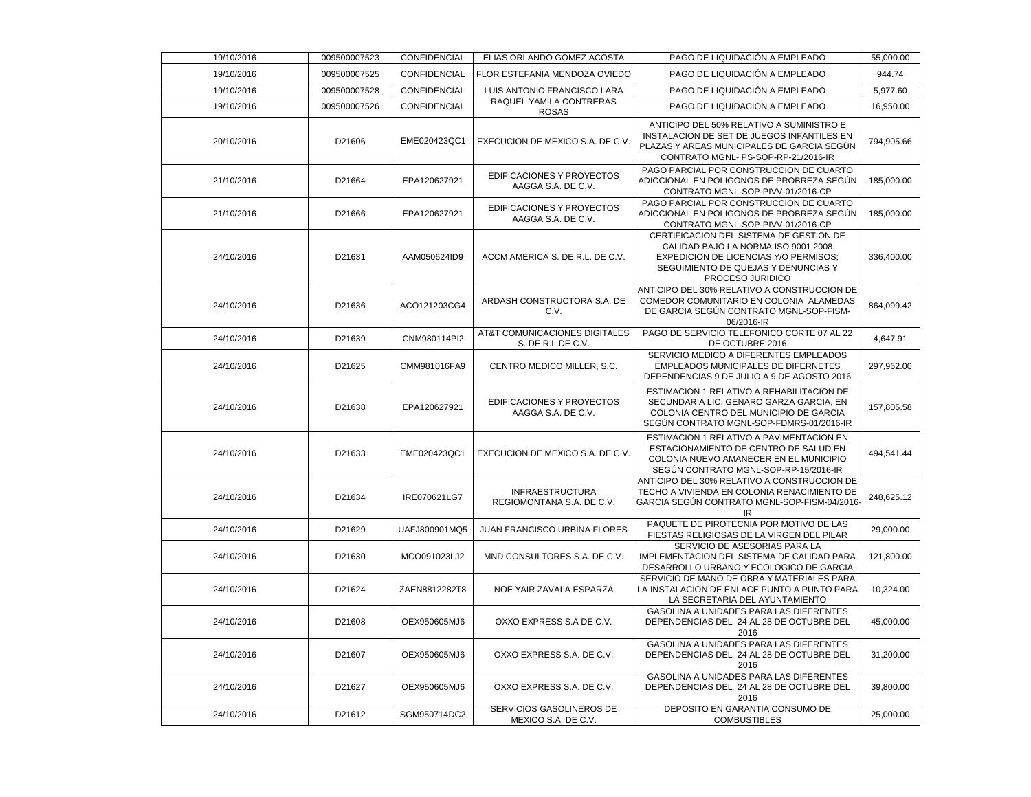| | | | | | |
|---|---|---|---|---|---|
| 19/10/2016 | 009500007523 | CONFIDENCIAL | ELIAS ORLANDO GOMEZ ACOSTA | PAGO DE LIQUIDACIÓN A EMPLEADO | 55,000.00 |
| 19/10/2016 | 009500007525 | CONFIDENCIAL | FLOR ESTEFANIA MENDOZA OVIEDO | PAGO DE LIQUIDACIÓN A EMPLEADO | 944.74 |
| 19/10/2016 | 009500007528 | CONFIDENCIAL | LUIS ANTONIO FRANCISCO LARA | PAGO DE LIQUIDACIÓN A EMPLEADO | 5,977.60 |
| 19/10/2016 | 009500007526 | CONFIDENCIAL | RAQUEL YAMILA CONTRERAS ROSAS | PAGO DE LIQUIDACIÓN A EMPLEADO | 16,950.00 |
| 20/10/2016 | D21606 | EME020423QC1 | EXECUCION DE MEXICO S.A. DE C.V. | ANTICIPO DEL 50% RELATIVO A SUMINISTRO E INSTALACION DE SET DE JUEGOS INFANTILES EN PLAZAS Y AREAS MUNICIPALES DE GARCIA SEGÚN CONTRATO MGNL- PS-SOP-RP-21/2016-IR | 794,905.66 |
| 21/10/2016 | D21664 | EPA120627921 | EDIFICACIONES Y PROYECTOS AAGGA S.A. DE C.V. | PAGO PARCIAL POR CONSTRUCCION DE CUARTO ADICCIONAL EN POLIGONOS DE PROBREZA SEGÚN CONTRATO MGNL-SOP-PIVV-01/2016-CP | 185,000.00 |
| 21/10/2016 | D21666 | EPA120627921 | EDIFICACIONES Y PROYECTOS AAGGA S.A. DE C.V. | PAGO PARCIAL POR CONSTRUCCION DE CUARTO ADICCIONAL EN POLIGONOS DE PROBREZA SEGÚN CONTRATO MGNL-SOP-PIVV-01/2016-CP | 185,000.00 |
| 24/10/2016 | D21631 | AAM050624ID9 | ACCM AMERICA S. DE R.L. DE C.V. | CERTIFICACION DEL SISTEMA DE GESTION DE CALIDAD BAJO LA NORMA ISO 9001:2008 EXPEDICION DE LICENCIAS Y/O PERMISOS; SEGUIMIENTO DE QUEJAS Y DENUNCIAS Y PROCESO JURIDICO | 336,400.00 |
| 24/10/2016 | D21636 | ACO121203CG4 | ARDASH CONSTRUCTORA S.A. DE C.V. | ANTICIPO DEL 30% RELATIVO A CONSTRUCCION DE COMEDOR COMUNITARIO EN COLONIA ALAMEDAS DE GARCIA SEGÚN CONTRATO MGNL-SOP-FISM-06/2016-IR | 864,099.42 |
| 24/10/2016 | D21639 | CNM980114PI2 | AT&T COMUNICACIONES DIGITALES S. DE R.L DE C.V. | PAGO DE SERVICIO TELEFONICO CORTE 07 AL 22 DE OCTUBRE 2016 | 4,647.91 |
| 24/10/2016 | D21625 | CMM981016FA9 | CENTRO MEDICO MILLER, S.C. | SERVICIO MEDICO A DIFERENTES EMPLEADOS EMPLEADOS MUNICIPALES DE DIFERNETES DEPENDENCIAS 9 DE JULIO A 9 DE AGOSTO 2016 | 297,962.00 |
| 24/10/2016 | D21638 | EPA120627921 | EDIFICACIONES Y PROYECTOS AAGGA S.A. DE C.V. | ESTIMACION 1 RELATIVO A REHABILITACION DE SECUNDARIA LIC. GENARO GARZA GARCIA, EN COLONIA CENTRO DEL MUNICIPIO DE GARCIA SEGÚN CONTRATO MGNL-SOP-FDMRS-01/2016-IR | 157,805.58 |
| 24/10/2016 | D21633 | EME020423QC1 | EXECUCION DE MEXICO S.A. DE C.V. | ESTIMACION 1 RELATIVO A PAVIMENTACION EN ESTACIONAMIENTO DE CENTRO DE SALUD EN COLONIA NUEVO AMANECER EN EL MUNICIPIO SEGÚN CONTRATO MGNL-SOP-RP-15/2016-IR | 494,541.44 |
| 24/10/2016 | D21634 | IRE070621LG7 | INFRAESTRUCTURA REGIOMONTANA S.A. DE C.V. | ANTICIPO DEL 30% RELATIVO A CONSTRUCCION DE TECHO A VIVIENDA EN COLONIA RENACIMIENTO DE GARCIA SEGÚN CONTRATO MGNL-SOP-FISM-04/2016-IR | 248,625.12 |
| 24/10/2016 | D21629 | UAFJ800901MQ5 | JUAN FRANCISCO URBINA FLORES | PAQUETE DE PIROTECNIA POR MOTIVO DE LAS FIESTAS RELIGIOSAS DE LA VIRGEN DEL PILAR | 29,000.00 |
| 24/10/2016 | D21630 | MCO091023LJ2 | MND CONSULTORES S.A. DE C.V. | SERVICIO DE ASESORIAS PARA LA IMPLEMENTACION DEL SISTEMA DE CALIDAD PARA DESARROLLO URBANO Y ECOLOGICO DE GARCIA | 121,800.00 |
| 24/10/2016 | D21624 | ZAEN8812282T8 | NOE YAIR ZAVALA ESPARZA | SERVICIO DE MANO DE OBRA Y MATERIALES PARA LA INSTALACION DE ENLACE PUNTO A PUNTO PARA LA SECRETARIA DEL AYUNTAMIENTO | 10,324.00 |
| 24/10/2016 | D21608 | OEX950605MJ6 | OXXO EXPRESS S.A DE C.V. | GASOLINA A UNIDADES PARA LAS DIFERENTES DEPENDENCIAS DEL 24 AL 28 DE OCTUBRE DEL 2016 | 45,000.00 |
| 24/10/2016 | D21607 | OEX950605MJ6 | OXXO EXPRESS S.A. DE C.V. | GASOLINA A UNIDADES PARA LAS DIFERENTES DEPENDENCIAS DEL 24 AL 28 DE OCTUBRE DEL 2016 | 31,200.00 |
| 24/10/2016 | D21627 | OEX950605MJ6 | OXXO EXPRESS S.A. DE C.V. | GASOLINA A UNIDADES PARA LAS DIFERENTES DEPENDENCIAS DEL 24 AL 28 DE OCTUBRE DEL 2016 | 39,800.00 |
| 24/10/2016 | D21612 | SGM950714DC2 | SERVICIOS GASOLINEROS DE MEXICO S.A. DE C.V. | DEPOSITO EN GARANTIA CONSUMO DE COMBUSTIBLES | 25,000.00 |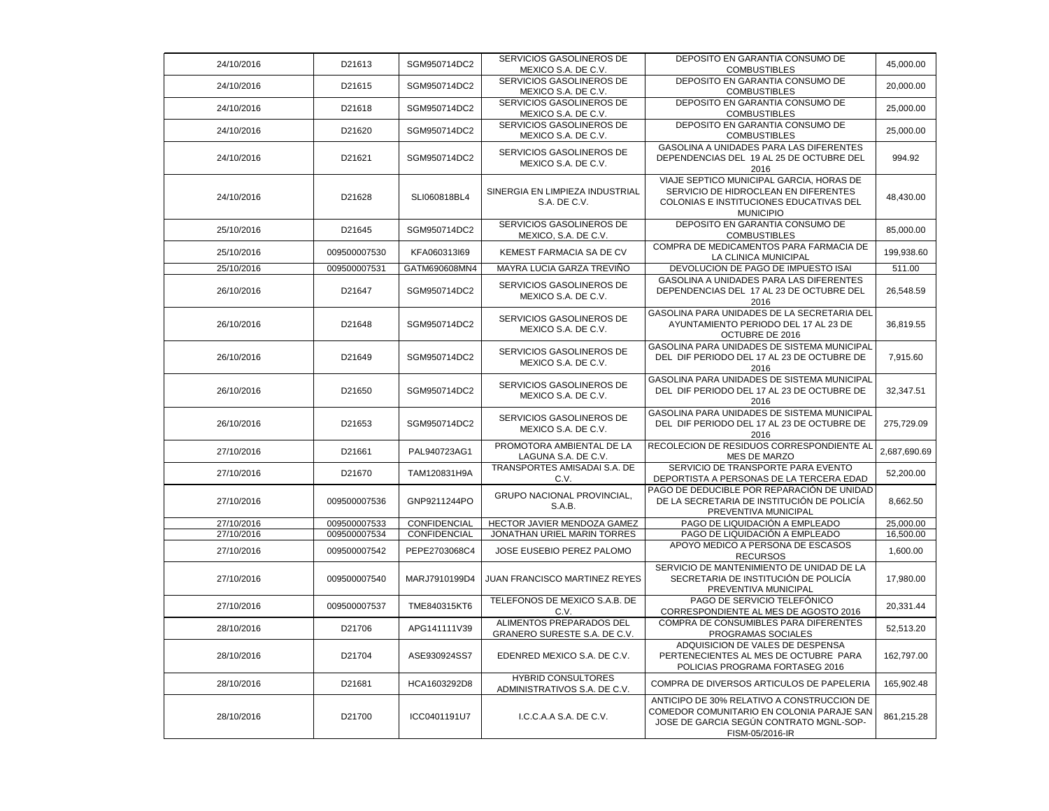| | | | | | |
|---|---|---|---|---|---|
| 24/10/2016 | D21613 | SGM950714DC2 | SERVICIOS GASOLINEROS DE MEXICO S.A. DE C.V. | DEPOSITO EN GARANTIA CONSUMO DE COMBUSTIBLES | 45,000.00 |
| 24/10/2016 | D21615 | SGM950714DC2 | SERVICIOS GASOLINEROS DE MEXICO S.A. DE C.V. | DEPOSITO EN GARANTIA CONSUMO DE COMBUSTIBLES | 20,000.00 |
| 24/10/2016 | D21618 | SGM950714DC2 | SERVICIOS GASOLINEROS DE MEXICO S.A. DE C.V. | DEPOSITO EN GARANTIA CONSUMO DE COMBUSTIBLES | 25,000.00 |
| 24/10/2016 | D21620 | SGM950714DC2 | SERVICIOS GASOLINEROS DE MEXICO S.A. DE C.V. | DEPOSITO EN GARANTIA CONSUMO DE COMBUSTIBLES | 25,000.00 |
| 24/10/2016 | D21621 | SGM950714DC2 | SERVICIOS GASOLINEROS DE MEXICO S.A. DE C.V. | GASOLINA A UNIDADES PARA LAS DIFERENTES DEPENDENCIAS DEL 19 AL 25 DE OCTUBRE DEL 2016 | 994.92 |
| 24/10/2016 | D21628 | SLI060818BL4 | SINERGIA EN LIMPIEZA INDUSTRIAL S.A. DE C.V. | VIAJE SEPTICO MUNICIPAL GARCIA, HORAS DE SERVICIO DE HIDROCLEAN EN DIFERENTES COLONIAS E INSTITUCIONES EDUCATIVAS DEL MUNICIPIO | 48,430.00 |
| 25/10/2016 | D21645 | SGM950714DC2 | SERVICIOS GASOLINEROS DE MEXICO, S.A. DE C.V. | DEPOSITO EN GARANTIA CONSUMO DE COMBUSTIBLES | 85,000.00 |
| 25/10/2016 | 009500007530 | KFA060313I69 | KEMEST FARMACIA SA DE CV | COMPRA DE MEDICAMENTOS PARA FARMACIA DE LA CLINICA MUNICIPAL | 199,938.60 |
| 25/10/2016 | 009500007531 | GATM690608MN4 | MAYRA LUCIA GARZA TREVIÑO | DEVOLUCION DE PAGO DE IMPUESTO ISAI | 511.00 |
| 26/10/2016 | D21647 | SGM950714DC2 | SERVICIOS GASOLINEROS DE MEXICO S.A. DE C.V. | GASOLINA A UNIDADES PARA LAS DIFERENTES DEPENDENCIAS DEL 17 AL 23 DE OCTUBRE DEL 2016 | 26,548.59 |
| 26/10/2016 | D21648 | SGM950714DC2 | SERVICIOS GASOLINEROS DE MEXICO S.A. DE C.V. | GASOLINA PARA UNIDADES DE LA SECRETARIA DEL AYUNTAMIENTO PERIODO DEL 17 AL 23 DE OCTUBRE DE 2016 | 36,819.55 |
| 26/10/2016 | D21649 | SGM950714DC2 | SERVICIOS GASOLINEROS DE MEXICO S.A. DE C.V. | GASOLINA PARA UNIDADES DE SISTEMA MUNICIPAL DEL DIF PERIODO DEL 17 AL 23 DE OCTUBRE DE 2016 | 7,915.60 |
| 26/10/2016 | D21650 | SGM950714DC2 | SERVICIOS GASOLINEROS DE MEXICO S.A. DE C.V. | GASOLINA PARA UNIDADES DE SISTEMA MUNICIPAL DEL DIF PERIODO DEL 17 AL 23 DE OCTUBRE DE 2016 | 32,347.51 |
| 26/10/2016 | D21653 | SGM950714DC2 | SERVICIOS GASOLINEROS DE MEXICO S.A. DE C.V. | GASOLINA PARA UNIDADES DE SISTEMA MUNICIPAL DEL DIF PERIODO DEL 17 AL 23 DE OCTUBRE DE 2016 | 275,729.09 |
| 27/10/2016 | D21661 | PAL940723AG1 | PROMOTORA AMBIENTAL DE LA LAGUNA S.A. DE C.V. | RECOLECION DE RESIDUOS CORRESPONDIENTE AL MES DE MARZO | 2,687,690.69 |
| 27/10/2016 | D21670 | TAM120831H9A | TRANSPORTES AMISADAI S.A. DE C.V. | SERVICIO DE TRANSPORTE PARA EVENTO DEPORTISTA A PERSONAS DE LA TERCERA EDAD | 52,200.00 |
| 27/10/2016 | 009500007536 | GNP9211244PO | GRUPO NACIONAL PROVINCIAL, S.A.B. | PAGO DE DEDUCIBLE POR REPARACIÓN DE UNIDAD DE LA SECRETARIA DE INSTITUCIÓN DE POLICÍA PREVENTIVA MUNICIPAL | 8,662.50 |
| 27/10/2016 | 009500007533 | CONFIDENCIAL | HECTOR JAVIER MENDOZA GAMEZ | PAGO DE LIQUIDACIÓN A EMPLEADO | 25,000.00 |
| 27/10/2016 | 009500007534 | CONFIDENCIAL | JONATHAN URIEL MARIN TORRES | PAGO DE LIQUIDACIÓN A EMPLEADO | 16,500.00 |
| 27/10/2016 | 009500007542 | PEPE2703068C4 | JOSE EUSEBIO PEREZ PALOMO | APOYO MEDICO A PERSONA DE ESCASOS RECURSOS | 1,600.00 |
| 27/10/2016 | 009500007540 | MARJ7910199D4 | JUAN FRANCISCO MARTINEZ REYES | SERVICIO DE MANTENIMIENTO DE UNIDAD DE LA SECRETARIA DE INSTITUCIÓN DE POLICÍA PREVENTIVA MUNICIPAL | 17,980.00 |
| 27/10/2016 | 009500007537 | TME840315KT6 | TELEFONOS DE MEXICO S.A.B. DE C.V. | PAGO DE SERVICIO TELEFÓNICO CORRESPONDIENTE AL MES DE AGOSTO 2016 | 20,331.44 |
| 28/10/2016 | D21706 | APG141111V39 | ALIMENTOS PREPARADOS DEL GRANERO SURESTE S.A. DE C.V. | COMPRA DE CONSUMIBLES PARA DIFERENTES PROGRAMAS SOCIALES | 52,513.20 |
| 28/10/2016 | D21704 | ASE930924SS7 | EDENRED MEXICO S.A. DE C.V. | ADQUISICION DE VALES DE DESPENSA PERTENECIENTES AL MES DE OCTUBRE PARA POLICIAS PROGRAMA FORTASEG 2016 | 162,797.00 |
| 28/10/2016 | D21681 | HCA1603292D8 | HYBRID CONSULTORES ADMINISTRATIVOS S.A. DE C.V. | COMPRA DE DIVERSOS ARTICULOS DE PAPELERIA | 165,902.48 |
| 28/10/2016 | D21700 | ICC0401191U7 | I.C.C.A.A S.A. DE C.V. | ANTICIPO DE 30% RELATIVO A CONSTRUCCION DE COMEDOR COMUNITARIO EN COLONIA PARAJE SAN JOSE DE GARCIA SEGÚN CONTRATO MGNL-SOP-FISM-05/2016-IR | 861,215.28 |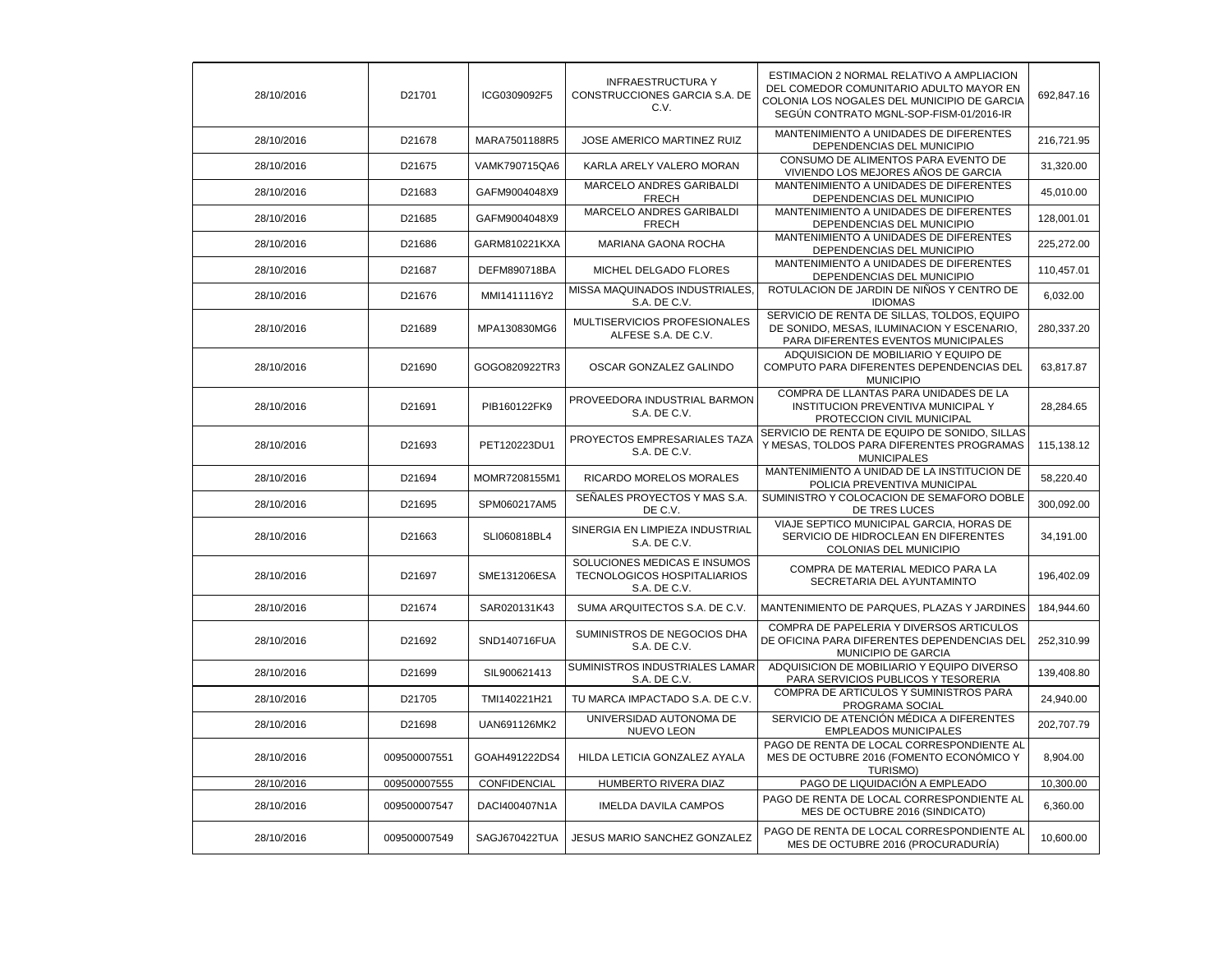| | | | | | |
|---|---|---|---|---|---|
| 28/10/2016 | D21701 | ICG0309092F5 | INFRAESTRUCTURA Y CONSTRUCCIONES GARCIA S.A. DE C.V. | ESTIMACION 2 NORMAL RELATIVO A AMPLIACION DEL COMEDOR COMUNITARIO ADULTO MAYOR EN COLONIA LOS NOGALES DEL MUNICIPIO DE GARCIA SEGÚN CONTRATO MGNL-SOP-FISM-01/2016-IR | 692,847.16 |
| 28/10/2016 | D21678 | MARA7501188R5 | JOSE AMERICO MARTINEZ RUIZ | MANTENIMIENTO A UNIDADES DE DIFERENTES DEPENDENCIAS DEL MUNICIPIO | 216,721.95 |
| 28/10/2016 | D21675 | VAMK790715QA6 | KARLA ARELY VALERO MORAN | CONSUMO DE ALIMENTOS PARA EVENTO DE VIVIENDO LOS MEJORES AÑOS DE GARCIA | 31,320.00 |
| 28/10/2016 | D21683 | GAFM9004048X9 | MARCELO ANDRES GARIBALDI FRECH | MANTENIMIENTO A UNIDADES DE DIFERENTES DEPENDENCIAS DEL MUNICIPIO | 45,010.00 |
| 28/10/2016 | D21685 | GAFM9004048X9 | MARCELO ANDRES GARIBALDI FRECH | MANTENIMIENTO A UNIDADES DE DIFERENTES DEPENDENCIAS DEL MUNICIPIO | 128,001.01 |
| 28/10/2016 | D21686 | GARM810221KXA | MARIANA GAONA ROCHA | MANTENIMIENTO A UNIDADES DE DIFERENTES DEPENDENCIAS DEL MUNICIPIO | 225,272.00 |
| 28/10/2016 | D21687 | DEFM890718BA | MICHEL DELGADO FLORES | MANTENIMIENTO A UNIDADES DE DIFERENTES DEPENDENCIAS DEL MUNICIPIO | 110,457.01 |
| 28/10/2016 | D21676 | MMI1411116Y2 | MISSA MAQUINADOS INDUSTRIALES, S.A. DE C.V. | ROTULACION DE JARDIN DE NIÑOS Y CENTRO DE IDIOMAS | 6,032.00 |
| 28/10/2016 | D21689 | MPA130830MG6 | MULTISERVICIOS PROFESIONALES ALFESE S.A. DE C.V. | SERVICIO DE RENTA DE SILLAS, TOLDOS, EQUIPO DE SONIDO, MESAS, ILUMINACION Y ESCENARIO, PARA DIFERENTES EVENTOS MUNICIPALES | 280,337.20 |
| 28/10/2016 | D21690 | GOGO820922TR3 | OSCAR GONZALEZ GALINDO | ADQUISICION DE MOBILIARIO Y EQUIPO DE COMPUTO PARA DIFERENTES DEPENDENCIAS DEL MUNICIPIO | 63,817.87 |
| 28/10/2016 | D21691 | PIB160122FK9 | PROVEEDORA INDUSTRIAL BARMON S.A. DE C.V. | COMPRA DE LLANTAS PARA UNIDADES DE LA INSTITUCION PREVENTIVA MUNICIPAL Y PROTECCION CIVIL MUNICIPAL | 28,284.65 |
| 28/10/2016 | D21693 | PET120223DU1 | PROYECTOS EMPRESARIALES TAZA S.A. DE C.V. | SERVICIO DE RENTA DE EQUIPO DE SONIDO, SILLAS Y MESAS, TOLDOS PARA DIFERENTES PROGRAMAS MUNICIPALES | 115,138.12 |
| 28/10/2016 | D21694 | MOMR7208155M1 | RICARDO MORELOS MORALES | MANTENIMIENTO A UNIDAD DE LA INSTITUCION DE POLICIA PREVENTIVA MUNICIPAL | 58,220.40 |
| 28/10/2016 | D21695 | SPM060217AM5 | SEÑALES PROYECTOS Y MAS S.A. DE C.V. | SUMINISTRO Y COLOCACION DE SEMAFORO DOBLE DE TRES LUCES | 300,092.00 |
| 28/10/2016 | D21663 | SLI060818BL4 | SINERGIA EN LIMPIEZA INDUSTRIAL S.A. DE C.V. | VIAJE SEPTICO MUNICIPAL GARCIA, HORAS DE SERVICIO DE HIDROCLEAN EN DIFERENTES COLONIAS DEL MUNICIPIO | 34,191.00 |
| 28/10/2016 | D21697 | SME131206ESA | SOLUCIONES MEDICAS E INSUMOS TECNOLOGICOS HOSPITALIARIOS S.A. DE C.V. | COMPRA DE MATERIAL MEDICO PARA LA SECRETARIA DEL AYUNTAMINTO | 196,402.09 |
| 28/10/2016 | D21674 | SAR020131K43 | SUMA ARQUITECTOS S.A. DE C.V. | MANTENIMIENTO DE PARQUES, PLAZAS Y JARDINES | 184,944.60 |
| 28/10/2016 | D21692 | SND140716FUA | SUMINISTROS DE NEGOCIOS DHA S.A. DE C.V. | COMPRA DE PAPELERIA Y DIVERSOS ARTICULOS DE OFICINA PARA DIFERENTES DEPENDENCIAS DEL MUNICIPIO DE GARCIA | 252,310.99 |
| 28/10/2016 | D21699 | SIL900621413 | SUMINISTROS INDUSTRIALES LAMAR S.A. DE C.V. | ADQUISICION DE MOBILIARIO Y EQUIPO DIVERSO PARA SERVICIOS PUBLICOS Y TESORERIA | 139,408.80 |
| 28/10/2016 | D21705 | TMI140221H21 | TU MARCA IMPACTADO S.A. DE C.V. | COMPRA DE ARTICULOS Y SUMINISTROS PARA PROGRAMA SOCIAL | 24,940.00 |
| 28/10/2016 | D21698 | UAN691126MK2 | UNIVERSIDAD AUTONOMA DE NUEVO LEON | SERVICIO DE ATENCIÓN MÉDICA A DIFERENTES EMPLEADOS MUNICIPALES | 202,707.79 |
| 28/10/2016 | 009500007551 | GOAH491222DS4 | HILDA LETICIA GONZALEZ AYALA | PAGO DE RENTA DE LOCAL CORRESPONDIENTE AL MES DE OCTUBRE 2016 (FOMENTO ECONÓMICO Y TURISMO) | 8,904.00 |
| 28/10/2016 | 009500007555 | CONFIDENCIAL | HUMBERTO RIVERA DIAZ | PAGO DE LIQUIDACIÓN A EMPLEADO | 10,300.00 |
| 28/10/2016 | 009500007547 | DACI400407N1A | IMELDA DAVILA CAMPOS | PAGO DE RENTA DE LOCAL CORRESPONDIENTE AL MES DE OCTUBRE 2016 (SINDICATO) | 6,360.00 |
| 28/10/2016 | 009500007549 | SAGJ670422TUA | JESUS MARIO SANCHEZ GONZALEZ | PAGO DE RENTA DE LOCAL CORRESPONDIENTE AL MES DE OCTUBRE 2016 (PROCURADURÍA) | 10,600.00 |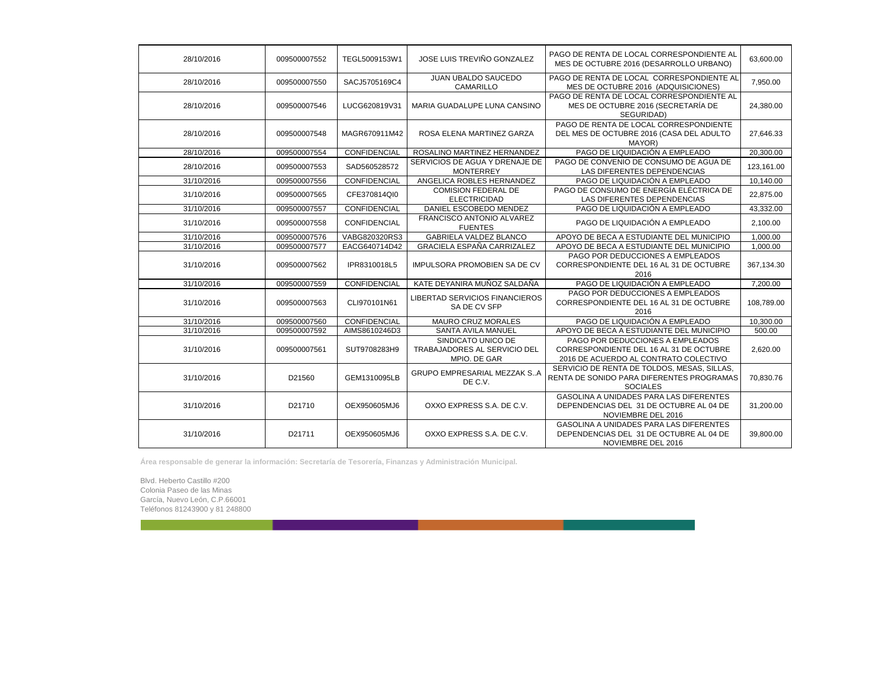| | | | | | |
|---|---|---|---|---|---|
| 28/10/2016 | 009500007552 | TEGL5009153W1 | JOSE LUIS TREVIÑO GONZALEZ | PAGO DE RENTA DE LOCAL CORRESPONDIENTE AL MES DE OCTUBRE 2016 (DESARROLLO URBANO) | 63,600.00 |
| 28/10/2016 | 009500007550 | SACJ5705169C4 | JUAN UBALDO SAUCEDO CAMARILLO | PAGO DE RENTA DE LOCAL CORRESPONDIENTE AL MES DE OCTUBRE 2016 (ADQUISICIONES) | 7,950.00 |
| 28/10/2016 | 009500007546 | LUCG620819V31 | MARIA GUADALUPE LUNA CANSINO | PAGO DE RENTA DE LOCAL CORRESPONDIENTE AL MES DE OCTUBRE 2016 (SECRETARÍA DE SEGURIDAD) | 24,380.00 |
| 28/10/2016 | 009500007548 | MAGR670911M42 | ROSA ELENA MARTINEZ GARZA | PAGO DE RENTA DE LOCAL CORRESPONDIENTE DEL MES DE OCTUBRE 2016 (CASA DEL ADULTO MAYOR) | 27,646.33 |
| 28/10/2016 | 009500007554 | CONFIDENCIAL | ROSALINO MARTINEZ HERNANDEZ | PAGO DE LIQUIDACIÓN A EMPLEADO | 20,300.00 |
| 28/10/2016 | 009500007553 | SAD560528572 | SERVICIOS DE AGUA Y DRENAJE DE MONTERREY | PAGO DE CONVENIO DE CONSUMO DE AGUA DE LAS DIFERENTES DEPENDENCIAS | 123,161.00 |
| 31/10/2016 | 009500007556 | CONFIDENCIAL | ANGELICA ROBLES HERNANDEZ | PAGO DE LIQUIDACIÓN A EMPLEADO | 10,140.00 |
| 31/10/2016 | 009500007565 | CFE370814QI0 | COMISION FEDERAL DE ELECTRICIDAD | PAGO DE CONSUMO DE ENERGÍA ELÉCTRICA DE LAS DIFERENTES DEPENDENCIAS | 22,875.00 |
| 31/10/2016 | 009500007557 | CONFIDENCIAL | DANIEL ESCOBEDO MENDEZ | PAGO DE LIQUIDACIÓN A EMPLEADO | 43,332.00 |
| 31/10/2016 | 009500007558 | CONFIDENCIAL | FRANCISCO ANTONIO ALVAREZ FUENTES | PAGO DE LIQUIDACIÓN A EMPLEADO | 2,100.00 |
| 31/10/2016 | 009500007576 | VABG820320RS3 | GABRIELA VALDEZ BLANCO | APOYO DE BECA A ESTUDIANTE DEL MUNICIPIO | 1,000.00 |
| 31/10/2016 | 009500007577 | EACG640714D42 | GRACIELA ESPAÑA CARRIZALEZ | APOYO DE BECA A ESTUDIANTE DEL MUNICIPIO | 1,000.00 |
| 31/10/2016 | 009500007562 | IPR8310018L5 | IMPULSORA PROMOBIEN SA DE CV | PAGO POR DEDUCCIONES A EMPLEADOS CORRESPONDIENTE DEL 16 AL 31 DE OCTUBRE 2016 | 367,134.30 |
| 31/10/2016 | 009500007559 | CONFIDENCIAL | KATE DEYANIRA MUÑOZ SALDAÑA | PAGO DE LIQUIDACIÓN A EMPLEADO | 7,200.00 |
| 31/10/2016 | 009500007563 | CLI970101N61 | LIBERTAD SERVICIOS FINANCIEROS SA DE CV SFP | PAGO POR DEDUCCIONES A EMPLEADOS CORRESPONDIENTE DEL 16 AL 31 DE OCTUBRE 2016 | 108,789.00 |
| 31/10/2016 | 009500007560 | CONFIDENCIAL | MAURO CRUZ MORALES | PAGO DE LIQUIDACIÓN A EMPLEADO | 10,300.00 |
| 31/10/2016 | 009500007592 | AIMS8610246D3 | SANTA AVILA MANUEL | APOYO DE BECA A ESTUDIANTE DEL MUNICIPIO | 500.00 |
| 31/10/2016 | 009500007561 | SUT9708283H9 | SINDICATO UNICO DE TRABAJADORES AL SERVICIO DEL MPIO. DE GAR | PAGO POR DEDUCCIONES A EMPLEADOS CORRESPONDIENTE DEL 16 AL 31 DE OCTUBRE 2016 DE ACUERDO AL CONTRATO COLECTIVO | 2,620.00 |
| 31/10/2016 | D21560 | GEM1310095LB | GRUPO EMPRESARIAL MEZZAK S..A DE C.V. | SERVICIO DE RENTA DE TOLDOS, MESAS, SILLAS, RENTA DE SONIDO PARA DIFERENTES PROGRAMAS SOCIALES | 70,830.76 |
| 31/10/2016 | D21710 | OEX950605MJ6 | OXXO EXPRESS S.A. DE C.V. | GASOLINA A UNIDADES PARA LAS DIFERENTES DEPENDENCIAS DEL 31 DE OCTUBRE AL 04 DE NOVIEMBRE DEL 2016 | 31,200.00 |
| 31/10/2016 | D21711 | OEX950605MJ6 | OXXO EXPRESS S.A. DE C.V. | GASOLINA A UNIDADES PARA LAS DIFERENTES DEPENDENCIAS DEL 31 DE OCTUBRE AL 04 DE NOVIEMBRE DEL 2016 | 39,800.00 |

**Área responsable de generar la información: Secretaría de Tesorería, Finanzas y Administración Municipal.**

Blvd. Heberto Castillo #200
Colonia Paseo de las Minas
García, Nuevo León, C.P.66001
Teléfonos 81243900 y 81 248800